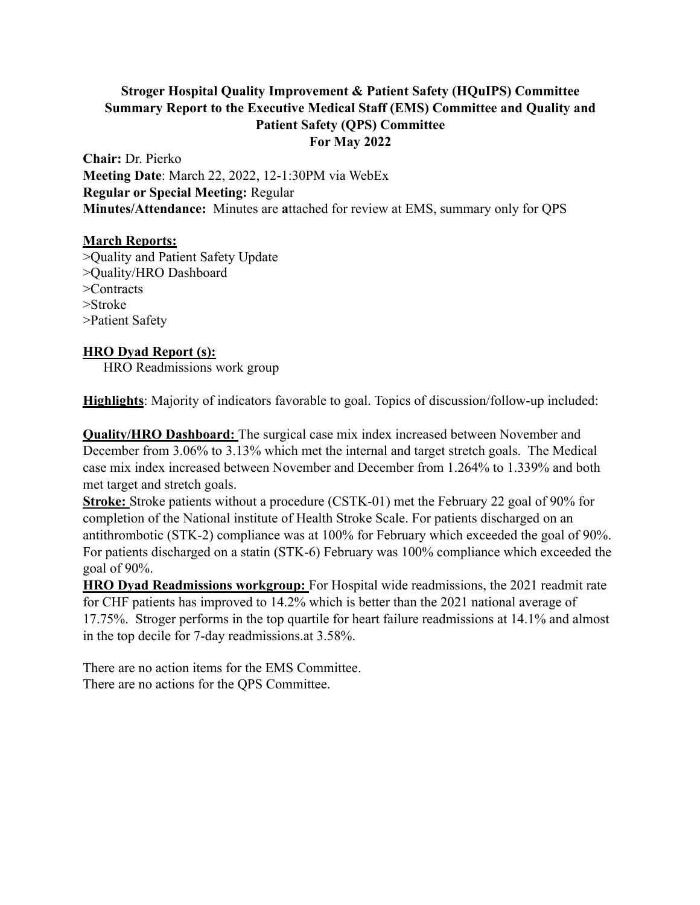# Stroger Hospital Quality Improvement & Patient Safety (HQuIPS) Committee Summary Report to the Executive Medical Staff (EMS) Committee and Quality and Patient Safety (QPS) Committee For May 2022

**Chair:** Dr. Pierko
**Meeting Date**: March 22, 2022, 12-1:30PM via WebEx
**Regular or Special Meeting:** Regular
**Minutes/Attendance:** Minutes are **a**ttached for review at EMS, summary only for QPS

**March Reports:**

>Quality and Patient Safety Update
>Quality/HRO Dashboard
>Contracts
>Stroke
>Patient Safety

**HRO Dyad Report (s):**

HRO Readmissions work group

**Highlights**: Majority of indicators favorable to goal. Topics of discussion/follow-up included:

**Quality/HRO Dashboard:** The surgical case mix index increased between November and December from 3.06% to 3.13% which met the internal and target stretch goals. The Medical case mix index increased between November and December from 1.264% to 1.339% and both met target and stretch goals.

**Stroke:** Stroke patients without a procedure (CSTK-01) met the February 22 goal of 90% for completion of the National institute of Health Stroke Scale. For patients discharged on an antithrombotic (STK-2) compliance was at 100% for February which exceeded the goal of 90%. For patients discharged on a statin (STK-6) February was 100% compliance which exceeded the goal of 90%.

**HRO Dyad Readmissions workgroup:** For Hospital wide readmissions, the 2021 readmit rate for CHF patients has improved to 14.2% which is better than the 2021 national average of 17.75%. Stroger performs in the top quartile for heart failure readmissions at 14.1% and almost in the top decile for 7-day readmissions.at 3.58%.

There are no action items for the EMS Committee.
There are no actions for the QPS Committee.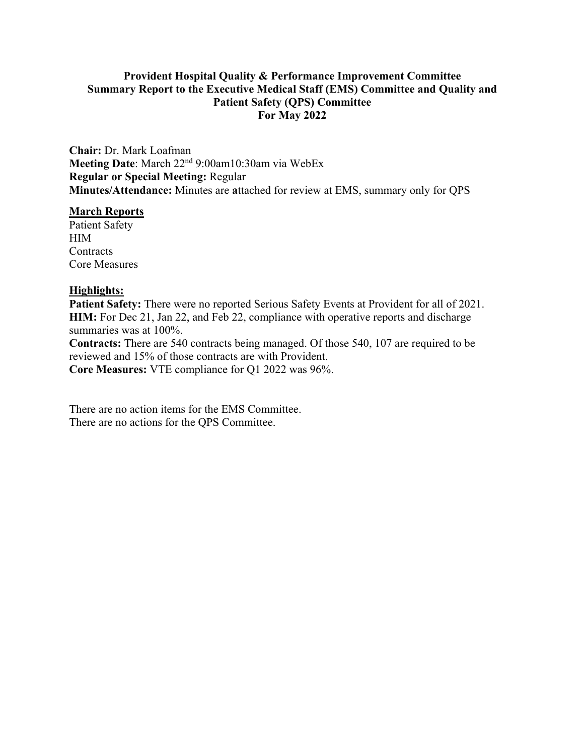**Provident Hospital Quality & Performance Improvement Committee**
**Summary Report to the Executive Medical Staff (EMS) Committee and Quality and Patient Safety (QPS) Committee**
**For May 2022**

**Chair:** Dr. Mark Loafman
**Meeting Date**: March 22nd 9:00am10:30am via WebEx
**Regular or Special Meeting:** Regular
**Minutes/Attendance:** Minutes are **a**ttached for review at EMS, summary only for QPS

**March Reports**

Patient Safety
HIM
Contracts
Core Measures

**Highlights:**

**Patient Safety:** There were no reported Serious Safety Events at Provident for all of 2021.
**HIM:** For Dec 21, Jan 22, and Feb 22, compliance with operative reports and discharge summaries was at 100%.
**Contracts:** There are 540 contracts being managed. Of those 540, 107 are required to be reviewed and 15% of those contracts are with Provident.
**Core Measures:** VTE compliance for Q1 2022 was 96%.

There are no action items for the EMS Committee.
There are no actions for the QPS Committee.